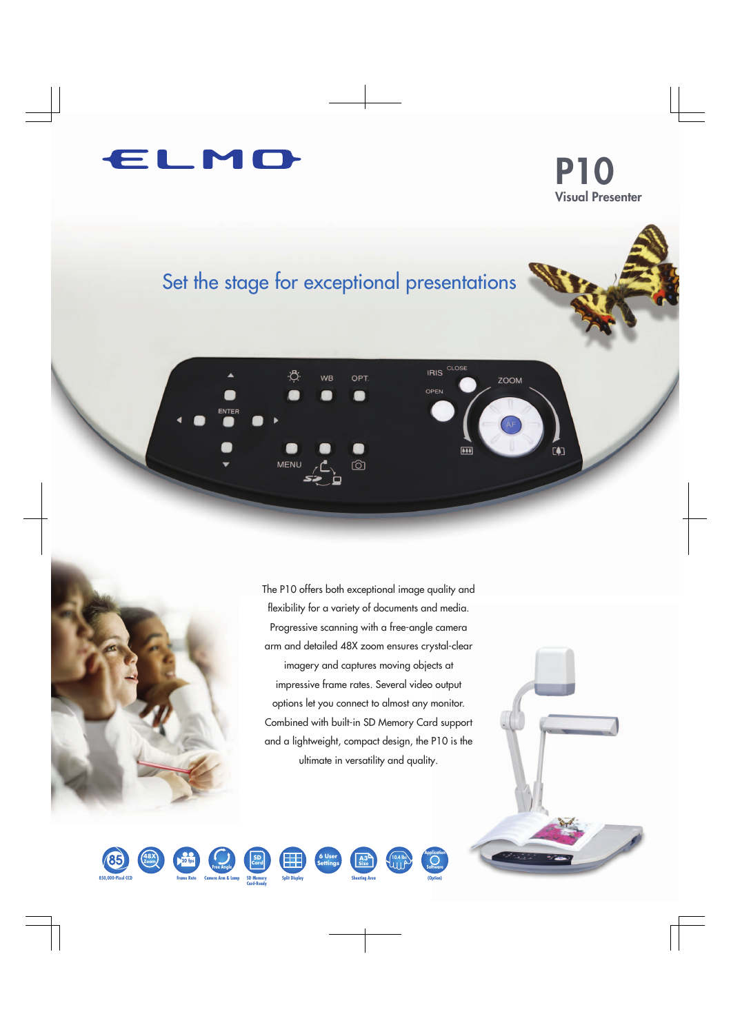# ELMO

## P10

### Visual Presenter

## Set the stage for exceptional presentations

The P10 offers both exceptional image quality and flexibility for a variety of documents and media. Progressive scanning with a free-angle camera arm and detailed 48X zoom ensures crystal-clear imagery and captures moving objects at impressive frame rates. Several video output options let you connect to almost any monitor. Combined with built-in SD Memory Card support and a lightweight, compact design, the P10 is the ultimate in versatility and quality.

850,000-Pixel CCD · 48X Zoom · Frame Rate · Camera Arm & Lamp · SD Memory Card-Ready · Split Display · 6 User Settings · Shooting Area · 10.4 lbs · Application Software (Option)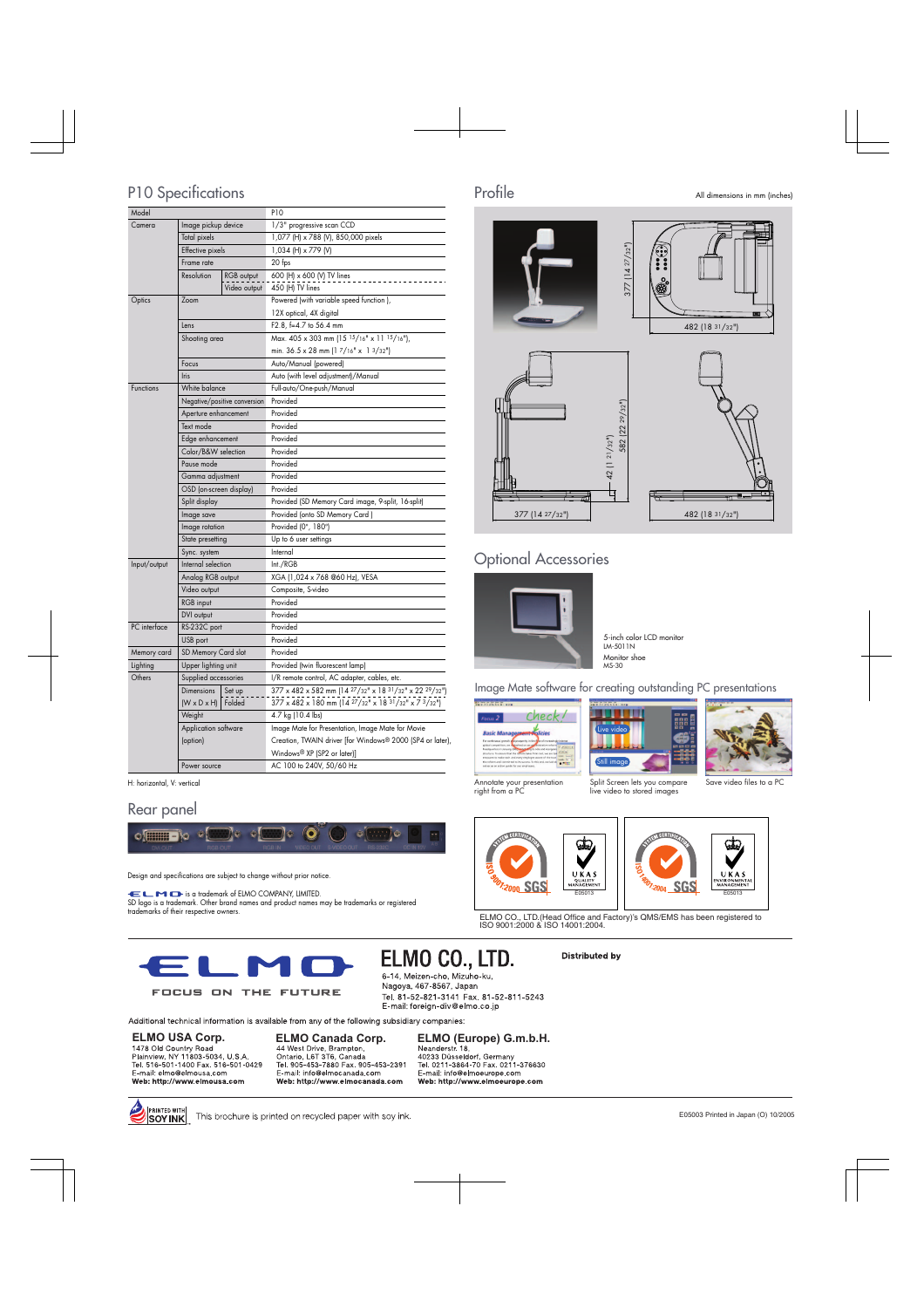## P10 Specifications

| Model | | | P10 |
|---|---|---|---|
| Camera | Image pickup device | | 1/3" progressive scan CCD |
| | Total pixels | | 1,077 (H) x 788 (V), 850,000 pixels |
| | Effective pixels | | 1,034 (H) x 779 (V) |
| | Frame rate | | 20 fps |
| | Resolution | RGB output | 600 (H) x 600 (V) TV lines |
| | | Video output | 450 (H) TV lines |
| Optics | Zoom | | Powered (with variable speed function), 12X optical, 4X digital |
| | Lens | | F2.8, f=4.7 to 56.4 mm |
| | Shooting area | | Max. 405 x 303 mm (15 15/16" x 11 15/16"), min. 36.5 x 28 mm (1 7/16" x 1 3/32") |
| | Focus | | Auto/Manual (powered) |
| | Iris | | Auto (with level adjustment)/Manual |
| Functions | White balance | | Full-auto/One-push/Manual |
| | Negative/positive conversion | | Provided |
| | Aperture enhancement | | Provided |
| | Text mode | | Provided |
| | Edge enhancement | | Provided |
| | Color/B&W selection | | Provided |
| | Pause mode | | Provided |
| | Gamma adjustment | | Provided |
| | OSD (on-screen display) | | Provided |
| | Split display | | Provided (SD Memory Card image, 9-split, 16-split) |
| | Image save | | Provided (onto SD Memory Card) |
| | Image rotation | | Provided (0°, 180°) |
| | State presetting | | Up to 6 user settings |
| | Sync. system | | Internal |
| Input/output | Internal selection | | Int./RGB |
| | Analog RGB output | | XGA (1,024 x 768 @60 Hz), VESA |
| | Video output | | Composite, S-video |
| | RGB input | | Provided |
| | DVI output | | Provided |
| PC interface | RS-232C port | | Provided |
| | USB port | | Provided |
| Memory card | SD Memory Card slot | | Provided |
| Lighting | Upper lighting unit | | Provided (twin fluorescent lamp) |
| Others | Supplied accessories | | I/R remote control, AC adapter, cables, etc. |
| | Dimensions (W x D x H) | Set up | 377 x 482 x 582 mm (14 27/32" x 18 31/32" x 22 29/32") |
| | | Folded | 377 x 482 x 180 mm (14 27/32" x 18 31/32" x 7 3/32") |
| | Weight | | 4.7 kg (10.4 lbs) |
| | Application software (option) | | Image Mate for Presentation, Image Mate for Movie Creation, TWAIN driver (for Windows® 2000 (SP4 or later), Windows® XP (SP2 or later)) |
| | Power source | | AC 100 to 240V, 50/60 Hz |

H: horizontal, V: vertical

## Rear panel

DVI OUT RGB OUT RGB IN VIDEO OUT S-VIDEO OUT RS-232C DC IN 12V

Design and specifications are subject to change without prior notice.

ELMO is a trademark of ELMO COMPANY, LIMITED.
SD logo is a trademark. Other brand names and product names may be trademarks or registered trademarks of their respective owners.

## Profile

All dimensions in mm (inches)

377 (14 27/32")
482 (18 31/32")
42 (1 21/32")
582 (22 29/32")
377 (14 27/32")
482 (18 31/32")

## Optional Accessories

5-inch color LCD monitor
LM-5011N
Monitor shoe
MS-30

Image Mate software for creating outstanding PC presentations

Annotate your presentation right from a PC

Split Screen lets you compare live video to stored images

Save video files to a PC

ISO 9001:2000 SGS UKAS QUALITY MANAGEMENT E05013

ISO 14001:2004 SGS UKAS ENVIRONMENTAL MANAGEMENT E05013

ELMO CO., LTD.(Head Office and Factory)'s QMS/EMS has been registered to ISO 9001:2000 & ISO 14001:2004.

ELMO
FOCUS ON THE FUTURE

**ELMO CO., LTD.**
6-14, Meizen-cho, Mizuho-ku,
Nagoya, 467-8567, Japan
Tel. 81-52-821-3141 Fax. 81-52-811-5243
E-mail: foreign-div@elmo.co.jp

**Distributed by**

Additional technical information is available from any of the following subsidiary companies:

**ELMO USA Corp.**
1478 Old Country Road
Plainview, NY 11803-5034, U.S.A.
Tel. 516-501-1400 Fax. 516-501-0429
E-mail: elmo@elmousa.com
Web: http://www.elmousa.com

**ELMO Canada Corp.**
44 West Drive, Brampton,
Ontario, L6T 3T6, Canada
Tel. 905-453-7880 Fax. 905-453-2391
E-mail: info@elmocanada.com
Web: http://www.elmocanada.com

**ELMO (Europe) G.m.b.H.**
Neanderstr. 18,
40233 Düsseldorf, Germany
Tel. 0211-3864-70 Fax. 0211-376630
E-mail: info@elmoeurope.com
Web: http://www.elmoeurope.com

PRINTED WITH SOY INK This brochure is printed on recycled paper with soy ink.

E05003 Printed in Japan (O) 10/2005